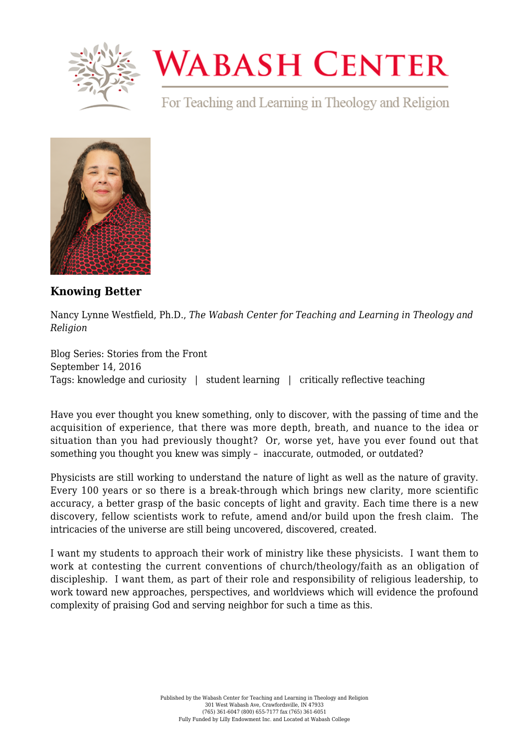# WABASH CENTER

For Teaching and Learning in Theology and Religion

### Knowing Better

Nancy Lynne Westfield, Ph.D., *The Wabash Center for Teaching and Learning in Theology and Religion*

Blog Series: Stories from the Front
September 14, 2016
Tags: knowledge and curiosity | student learning | critically reflective teaching

Have you ever thought you knew something, only to discover, with the passing of time and the acquisition of experience, that there was more depth, breath, and nuance to the idea or situation than you had previously thought? Or, worse yet, have you ever found out that something you thought you knew was simply – inaccurate, outmoded, or outdated?

Physicists are still working to understand the nature of light as well as the nature of gravity. Every 100 years or so there is a break-through which brings new clarity, more scientific accuracy, a better grasp of the basic concepts of light and gravity. Each time there is a new discovery, fellow scientists work to refute, amend and/or build upon the fresh claim. The intricacies of the universe are still being uncovered, discovered, created.

I want my students to approach their work of ministry like these physicists. I want them to work at contesting the current conventions of church/theology/faith as an obligation of discipleship. I want them, as part of their role and responsibility of religious leadership, to work toward new approaches, perspectives, and worldviews which will evidence the profound complexity of praising God and serving neighbor for such a time as this.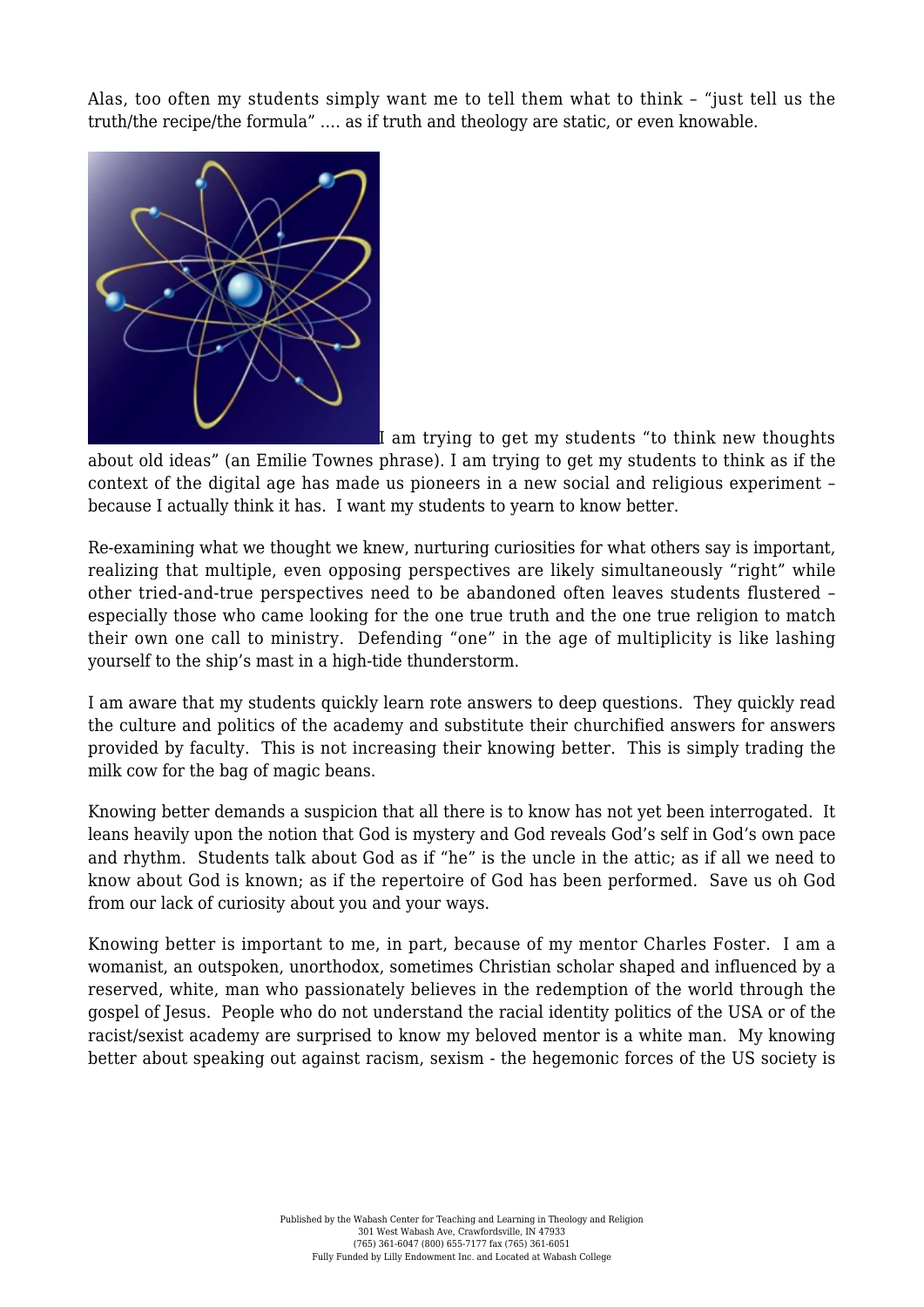Alas, too often my students simply want me to tell them what to think – "just tell us the truth/the recipe/the formula" …. as if truth and theology are static, or even knowable.

I am trying to get my students "to think new thoughts about old ideas" (an Emilie Townes phrase). I am trying to get my students to think as if the context of the digital age has made us pioneers in a new social and religious experiment – because I actually think it has. I want my students to yearn to know better.

Re-examining what we thought we knew, nurturing curiosities for what others say is important, realizing that multiple, even opposing perspectives are likely simultaneously "right" while other tried-and-true perspectives need to be abandoned often leaves students flustered – especially those who came looking for the one true truth and the one true religion to match their own one call to ministry. Defending "one" in the age of multiplicity is like lashing yourself to the ship's mast in a high-tide thunderstorm.

I am aware that my students quickly learn rote answers to deep questions. They quickly read the culture and politics of the academy and substitute their churchified answers for answers provided by faculty. This is not increasing their knowing better. This is simply trading the milk cow for the bag of magic beans.

Knowing better demands a suspicion that all there is to know has not yet been interrogated. It leans heavily upon the notion that God is mystery and God reveals God's self in God's own pace and rhythm. Students talk about God as if "he" is the uncle in the attic; as if all we need to know about God is known; as if the repertoire of God has been performed. Save us oh God from our lack of curiosity about you and your ways.

Knowing better is important to me, in part, because of my mentor Charles Foster. I am a womanist, an outspoken, unorthodox, sometimes Christian scholar shaped and influenced by a reserved, white, man who passionately believes in the redemption of the world through the gospel of Jesus. People who do not understand the racial identity politics of the USA or of the racist/sexist academy are surprised to know my beloved mentor is a white man. My knowing better about speaking out against racism, sexism - the hegemonic forces of the US society is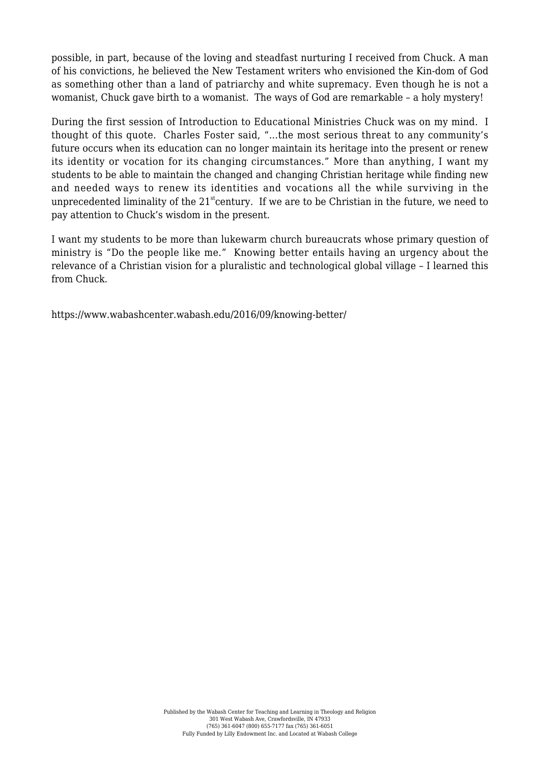possible, in part, because of the loving and steadfast nurturing I received from Chuck. A man of his convictions, he believed the New Testament writers who envisioned the Kin-dom of God as something other than a land of patriarchy and white supremacy. Even though he is not a womanist, Chuck gave birth to a womanist. The ways of God are remarkable – a holy mystery!

During the first session of Introduction to Educational Ministries Chuck was on my mind. I thought of this quote. Charles Foster said, "…the most serious threat to any community's future occurs when its education can no longer maintain its heritage into the present or renew its identity or vocation for its changing circumstances." More than anything, I want my students to be able to maintain the changed and changing Christian heritage while finding new and needed ways to renew its identities and vocations all the while surviving in the unprecedented liminality of the 21st century. If we are to be Christian in the future, we need to pay attention to Chuck's wisdom in the present.

I want my students to be more than lukewarm church bureaucrats whose primary question of ministry is "Do the people like me." Knowing better entails having an urgency about the relevance of a Christian vision for a pluralistic and technological global village – I learned this from Chuck.

https://www.wabashcenter.wabash.edu/2016/09/knowing-better/